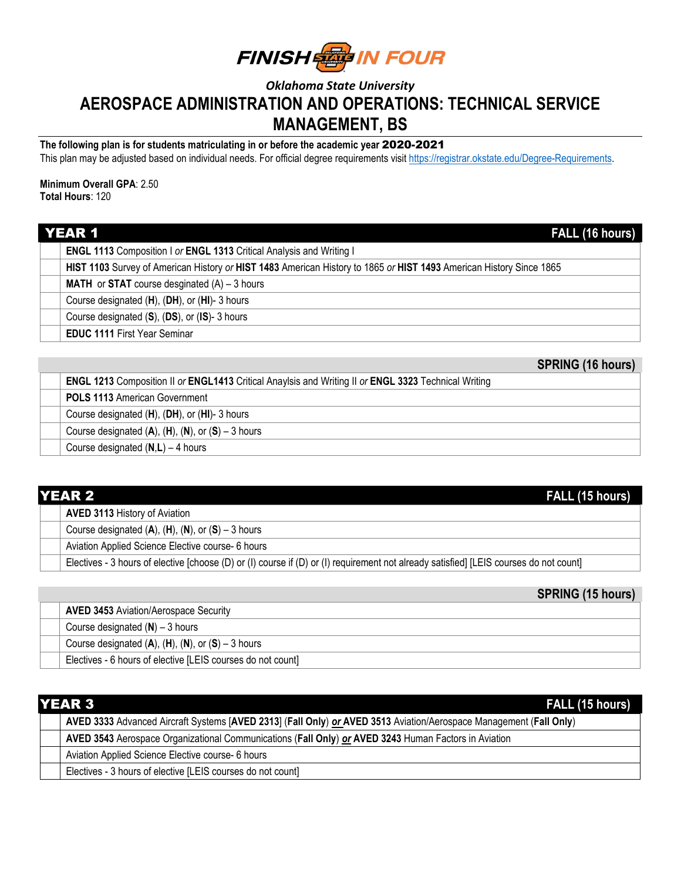# FINISH IN FOUR

*Oklahoma State University*

# AEROSPACE ADMINISTRATION AND OPERATIONS: TECHNICAL SERVICE MANAGEMENT, BS

**The following plan is for students matriculating in or before the academic year 2020-2021**

This plan may be adjusted based on individual needs. For official degree requirements visit https://registrar.okstate.edu/Degree-Requirements.

**Minimum Overall GPA**: 2.50
**Total Hours**: 120

## YEAR 1

| | FALL (16 hours) |
|---|---|
| | **ENGL 1113** Composition I *or* **ENGL 1313** Critical Analysis and Writing I |
| | **HIST 1103** Survey of American History *or* **HIST 1483** American History to 1865 *or* **HIST 1493** American History Since 1865 |
| | **MATH** or **STAT** course desginated (A) – 3 hours |
| | Course designated (**H**), (**DH**), or (**HI**)- 3 hours |
| | Course designated (**S**), (**DS**), or (**IS**)- 3 hours |
| | **EDUC 1111** First Year Seminar |

| | SPRING (16 hours) |
|---|---|
| | **ENGL 1213** Composition II *or* **ENGL1413** Critical Anaylsis and Writing II *or* **ENGL 3323** Technical Writing |
| | **POLS 1113** American Government |
| | Course designated (**H**), (**DH**), or (**HI**)- 3 hours |
| | Course designated (**A**), (**H**), (**N**), or (**S**) – 3 hours |
| | Course designated (**N,L**) – 4 hours |

## YEAR 2

| | FALL (15 hours) |
|---|---|
| | **AVED 3113** History of Aviation |
| | Course designated (**A**), (**H**), (**N**), or (**S**) – 3 hours |
| | Aviation Applied Science Elective course- 6 hours |
| | Electives - 3 hours of elective [choose (D) or (I) course if (D) or (I) requirement not already satisfied] [LEIS courses do not count] |

| | SPRING (15 hours) |
|---|---|
| | **AVED 3453** Aviation/Aerospace Security |
| | Course designated (**N**) – 3 hours |
| | Course designated (**A**), (**H**), (**N**), or (**S**) – 3 hours |
| | Electives - 6 hours of elective [LEIS courses do not count] |

## YEAR 3

| | FALL (15 hours) |
|---|---|
| | **AVED 3333** Advanced Aircraft Systems [**AVED 2313**] (**Fall Only**) ***or*** **AVED 3513** Aviation/Aerospace Management (**Fall Only**) |
| | **AVED 3543** Aerospace Organizational Communications (**Fall Only**) ***or*** **AVED 3243** Human Factors in Aviation |
| | Aviation Applied Science Elective course- 6 hours |
| | Electives - 3 hours of elective [LEIS courses do not count] |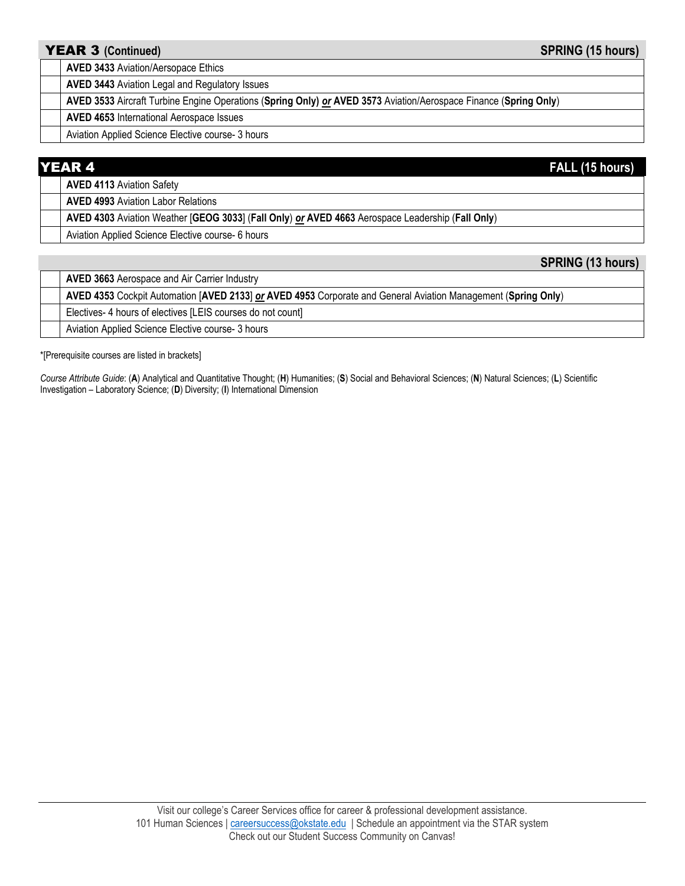## YEAR 3 (Continued) — SPRING (15 hours)

| | |
|---|---|
| | **AVED 3433** Aviation/Aerospace Ethics |
| | **AVED 3443** Aviation Legal and Regulatory Issues |
| | **AVED 3533** Aircraft Turbine Engine Operations (**Spring Only)** ***or*** **AVED 3573** Aviation/Aerospace Finance (**Spring Only**) |
| | **AVED 4653** International Aerospace Issues |
| | Aviation Applied Science Elective course- 3 hours |

## YEAR 4 — FALL (15 hours)

| | |
|---|---|
| | **AVED 4113** Aviation Safety |
| | **AVED 4993** Aviation Labor Relations |
| | **AVED 4303** Aviation Weather [**GEOG 3033**] (**Fall Only**) ***or*** **AVED 4663** Aerospace Leadership (**Fall Only**) |
| | Aviation Applied Science Elective course- 6 hours |

## SPRING (13 hours)

| | |
|---|---|
| | **AVED 3663** Aerospace and Air Carrier Industry |
| | **AVED 4353** Cockpit Automation [**AVED 2133**] ***or*** **AVED 4953** Corporate and General Aviation Management (**Spring Only**) |
| | Electives- 4 hours of electives [LEIS courses do not count] |
| | Aviation Applied Science Elective course- 3 hours |

*[Prerequisite courses are listed in brackets]

*Course Attribute Guide*: (**A**) Analytical and Quantitative Thought; (**H**) Humanities; (**S**) Social and Behavioral Sciences; (**N**) Natural Sciences; (**L**) Scientific Investigation – Laboratory Science; (**D**) Diversity; (**I**) International Dimension

Visit our college's Career Services office for career & professional development assistance.
101 Human Sciences | careersuccess@okstate.edu | Schedule an appointment via the STAR system
Check out our Student Success Community on Canvas!